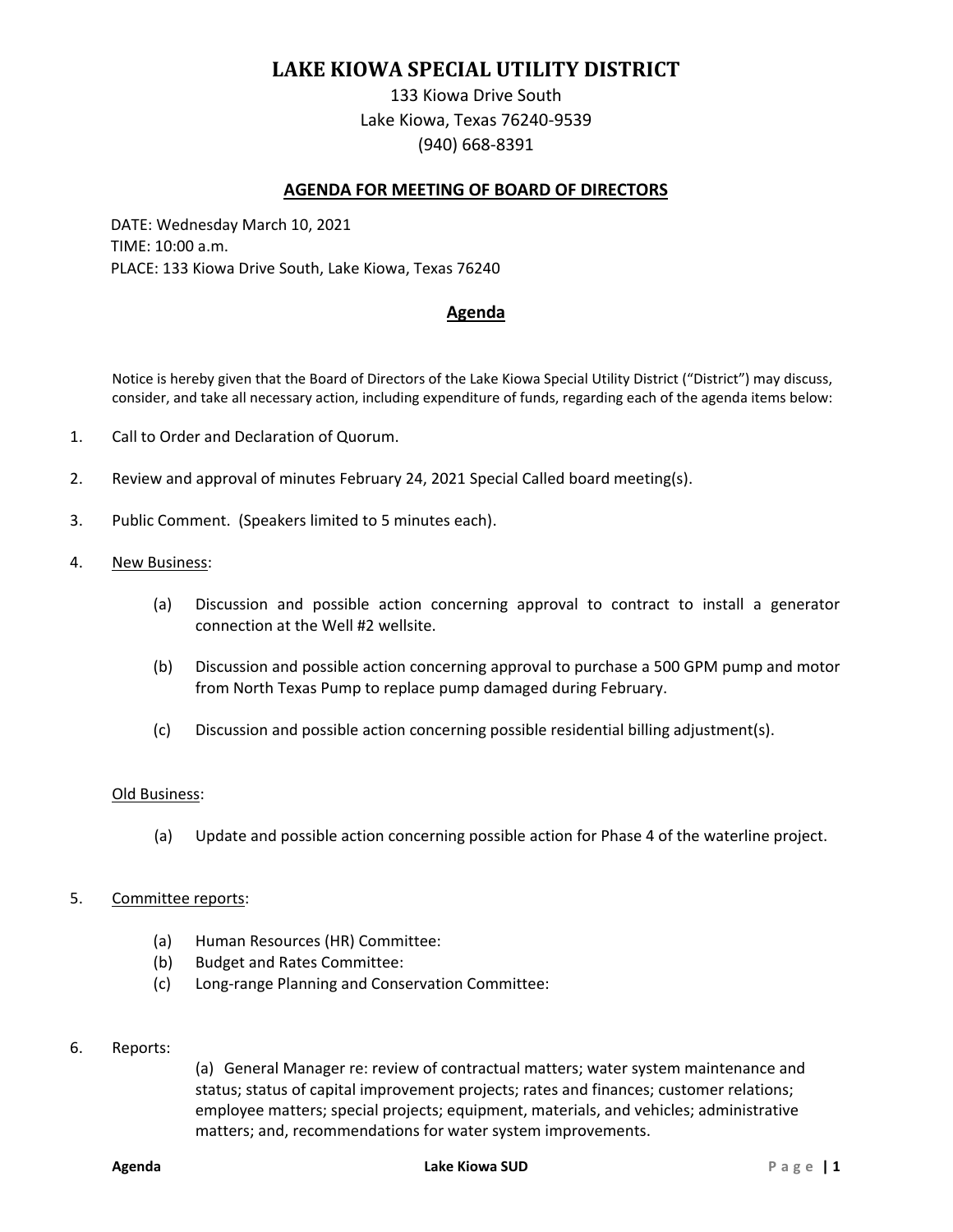# LAKE KIOWA SPECIAL UTILITY DISTRICT

133 Kiowa Drive South
Lake Kiowa, Texas 76240-9539
(940) 668-8391

## AGENDA FOR MEETING OF BOARD OF DIRECTORS

DATE: Wednesday March 10, 2021
TIME: 10:00 a.m.
PLACE: 133 Kiowa Drive South, Lake Kiowa, Texas 76240

## Agenda

Notice is hereby given that the Board of Directors of the Lake Kiowa Special Utility District ("District") may discuss, consider, and take all necessary action, including expenditure of funds, regarding each of the agenda items below:

1. Call to Order and Declaration of Quorum.

2. Review and approval of minutes February 24, 2021 Special Called board meeting(s).

3. Public Comment. (Speakers limited to 5 minutes each).

4. New Business:

   (a) Discussion and possible action concerning approval to contract to install a generator connection at the Well #2 wellsite.

   (b) Discussion and possible action concerning approval to purchase a 500 GPM pump and motor from North Texas Pump to replace pump damaged during February.

   (c) Discussion and possible action concerning possible residential billing adjustment(s).

   Old Business:

   (a) Update and possible action concerning possible action for Phase 4 of the waterline project.

5. Committee reports:

   (a) Human Resources (HR) Committee:
   (b) Budget and Rates Committee:
   (c) Long-range Planning and Conservation Committee:

6. Reports:

   (a) General Manager re: review of contractual matters; water system maintenance and status; status of capital improvement projects; rates and finances; customer relations; employee matters; special projects; equipment, materials, and vehicles; administrative matters; and, recommendations for water system improvements.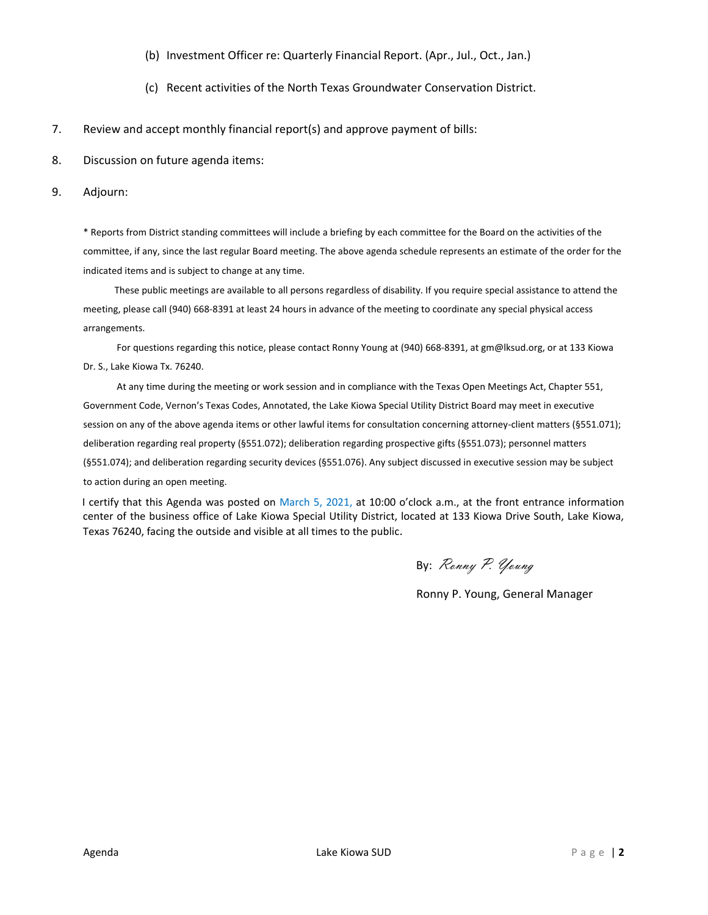(b) Investment Officer re: Quarterly Financial Report. (Apr., Jul., Oct., Jan.)

(c) Recent activities of the North Texas Groundwater Conservation District.

7. Review and accept monthly financial report(s) and approve payment of bills:

8. Discussion on future agenda items:

9. Adjourn:

* Reports from District standing committees will include a briefing by each committee for the Board on the activities of the committee, if any, since the last regular Board meeting. The above agenda schedule represents an estimate of the order for the indicated items and is subject to change at any time.

These public meetings are available to all persons regardless of disability. If you require special assistance to attend the meeting, please call (940) 668-8391 at least 24 hours in advance of the meeting to coordinate any special physical access arrangements.

For questions regarding this notice, please contact Ronny Young at (940) 668-8391, at gm@lksud.org, or at 133 Kiowa Dr. S., Lake Kiowa Tx. 76240.

At any time during the meeting or work session and in compliance with the Texas Open Meetings Act, Chapter 551, Government Code, Vernon's Texas Codes, Annotated, the Lake Kiowa Special Utility District Board may meet in executive session on any of the above agenda items or other lawful items for consultation concerning attorney-client matters (§551.071); deliberation regarding real property (§551.072); deliberation regarding prospective gifts (§551.073); personnel matters (§551.074); and deliberation regarding security devices (§551.076). Any subject discussed in executive session may be subject to action during an open meeting.

I certify that this Agenda was posted on March 5, 2021, at 10:00 o'clock a.m., at the front entrance information center of the business office of Lake Kiowa Special Utility District, located at 133 Kiowa Drive South, Lake Kiowa, Texas 76240, facing the outside and visible at all times to the public.

By: *Ronny P. Young*

Ronny P. Young, General Manager